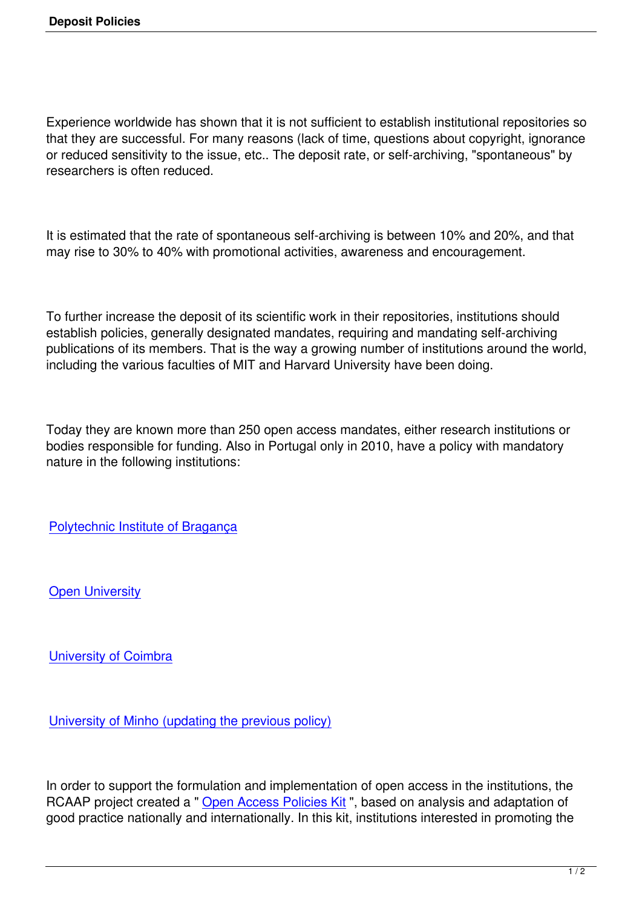Experience worldwide has shown that it is not sufficient to establish institutional repositories so that they are successful. For many reasons (lack of time, questions about copyright, ignorance or reduced sensitivity to the issue, etc.. The deposit rate, or self-archiving, "spontaneous" by researchers is often reduced.

It is estimated that the rate of spontaneous self-archiving is between 10% and 20%, and that may rise to 30% to 40% with promotional activities, awareness and encouragement.

To further increase the deposit of its scientific work in their repositories, institutions should establish policies, generally designated mandates, requiring and mandating self-archiving publications of its members. That is the way a growing number of institutions around the world, including the various faculties of MIT and Harvard University have been doing.

Today they are known more than 250 open access mandates, either research institutions or bodies responsible for funding. Also in Portugal only in 2010, have a policy with mandatory nature in the following institutions:

Polytechnic Institute of Bragança

Open University

University of Coimbra

University of Minho (updating the previous policy)

In order to support the formulation and implementation of open access in the institutions, the RCAAP project created a " Open Access Policies Kit ", based on analysis and adaptation of good practice nationally and internationally. In this kit, institutions interested in promoting the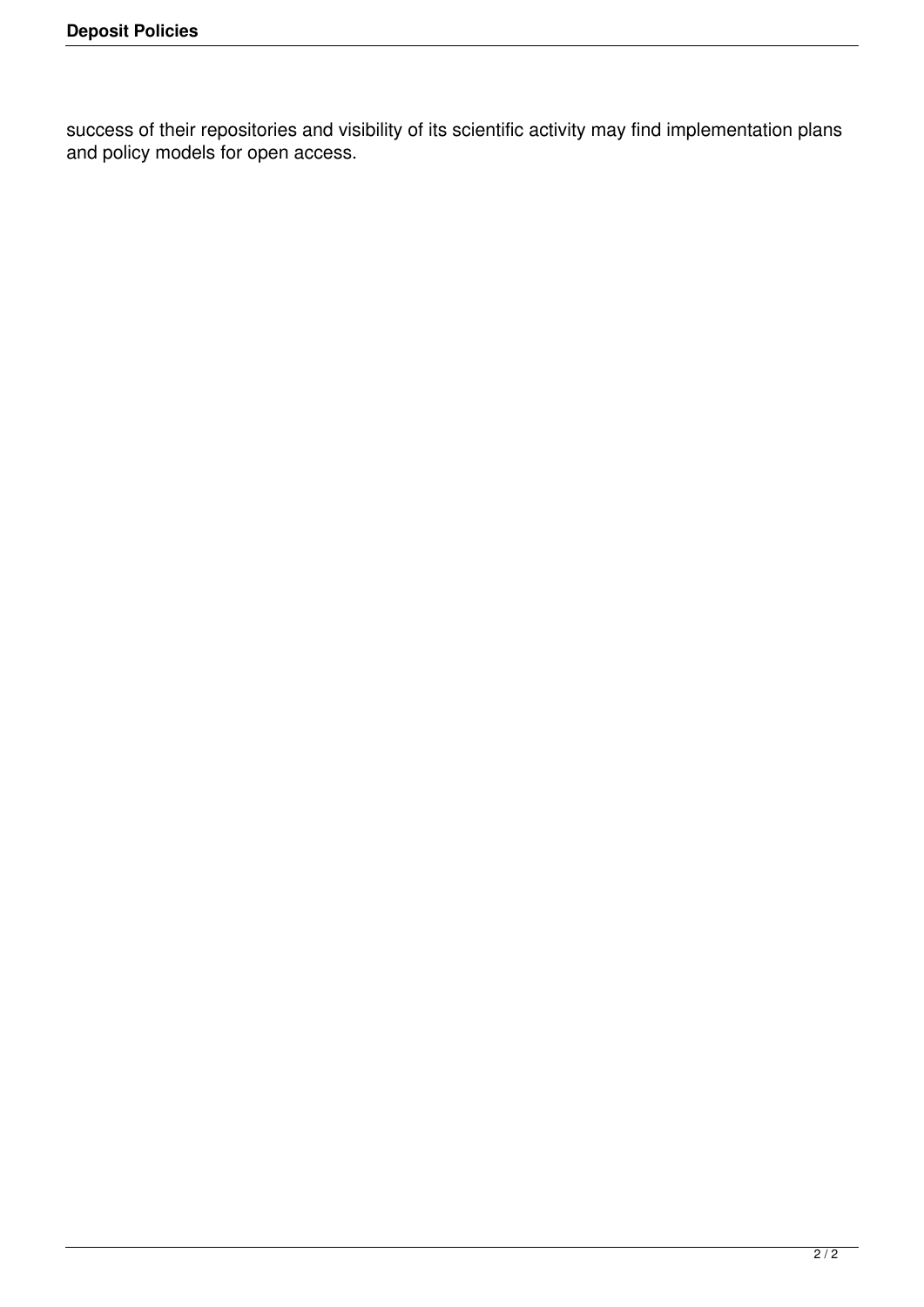success of their repositories and visibility of its scientific activity may find implementation plans and policy models for open access.